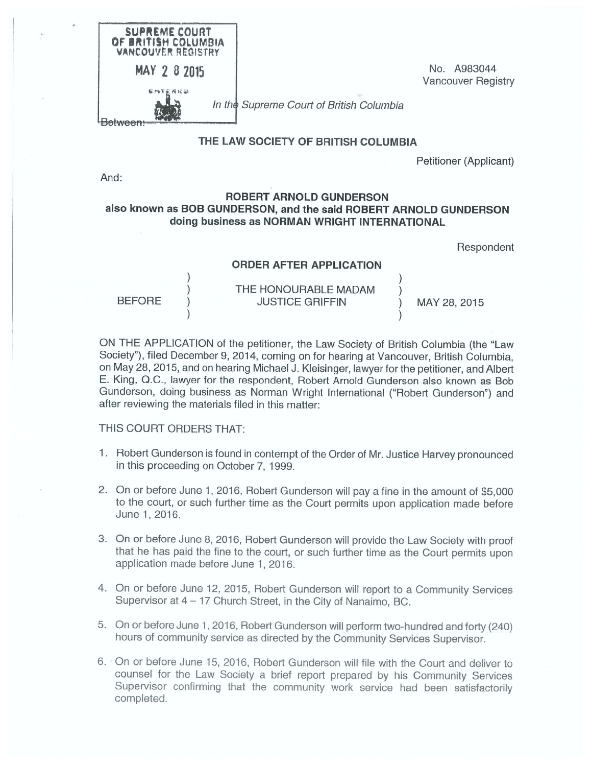SUPREME COURT OF BRITISH COLUMBIA
VANCOUVER REGISTRY

MAY 28 2015

ENTERED

No. A983044
Vancouver Registry

*In the Supreme Court of British Columbia*

Between:

**THE LAW SOCIETY OF BRITISH COLUMBIA**

Petitioner (Applicant)

And:

**ROBERT ARNOLD GUNDERSON also known as BOB GUNDERSON, and the said ROBERT ARNOLD GUNDERSON doing business as NORMAN WRIGHT INTERNATIONAL**

Respondent

**ORDER AFTER APPLICATION**

BEFORE THE HONOURABLE MADAM JUSTICE GRIFFIN — MAY 28, 2015

ON THE APPLICATION of the petitioner, the Law Society of British Columbia (the "Law Society"), filed December 9, 2014, coming on for hearing at Vancouver, British Columbia, on May 28, 2015, and on hearing Michael J. Kleisinger, lawyer for the petitioner, and Albert E. King, Q.C., lawyer for the respondent, Robert Arnold Gunderson also known as Bob Gunderson, doing business as Norman Wright International ("Robert Gunderson") and after reviewing the materials filed in this matter:

THIS COURT ORDERS THAT:

1. Robert Gunderson is found in contempt of the Order of Mr. Justice Harvey pronounced in this proceeding on October 7, 1999.
2. On or before June 1, 2016, Robert Gunderson will pay a fine in the amount of $5,000 to the court, or such further time as the Court permits upon application made before June 1, 2016.
3. On or before June 8, 2016, Robert Gunderson will provide the Law Society with proof that he has paid the fine to the court, or such further time as the Court permits upon application made before June 1, 2016.
4. On or before June 12, 2015, Robert Gunderson will report to a Community Services Supervisor at 4 – 17 Church Street, in the City of Nanaimo, BC.
5. On or before June 1, 2016, Robert Gunderson will perform two-hundred and forty (240) hours of community service as directed by the Community Services Supervisor.
6. On or before June 15, 2016, Robert Gunderson will file with the Court and deliver to counsel for the Law Society a brief report prepared by his Community Services Supervisor confirming that the community work service had been satisfactorily completed.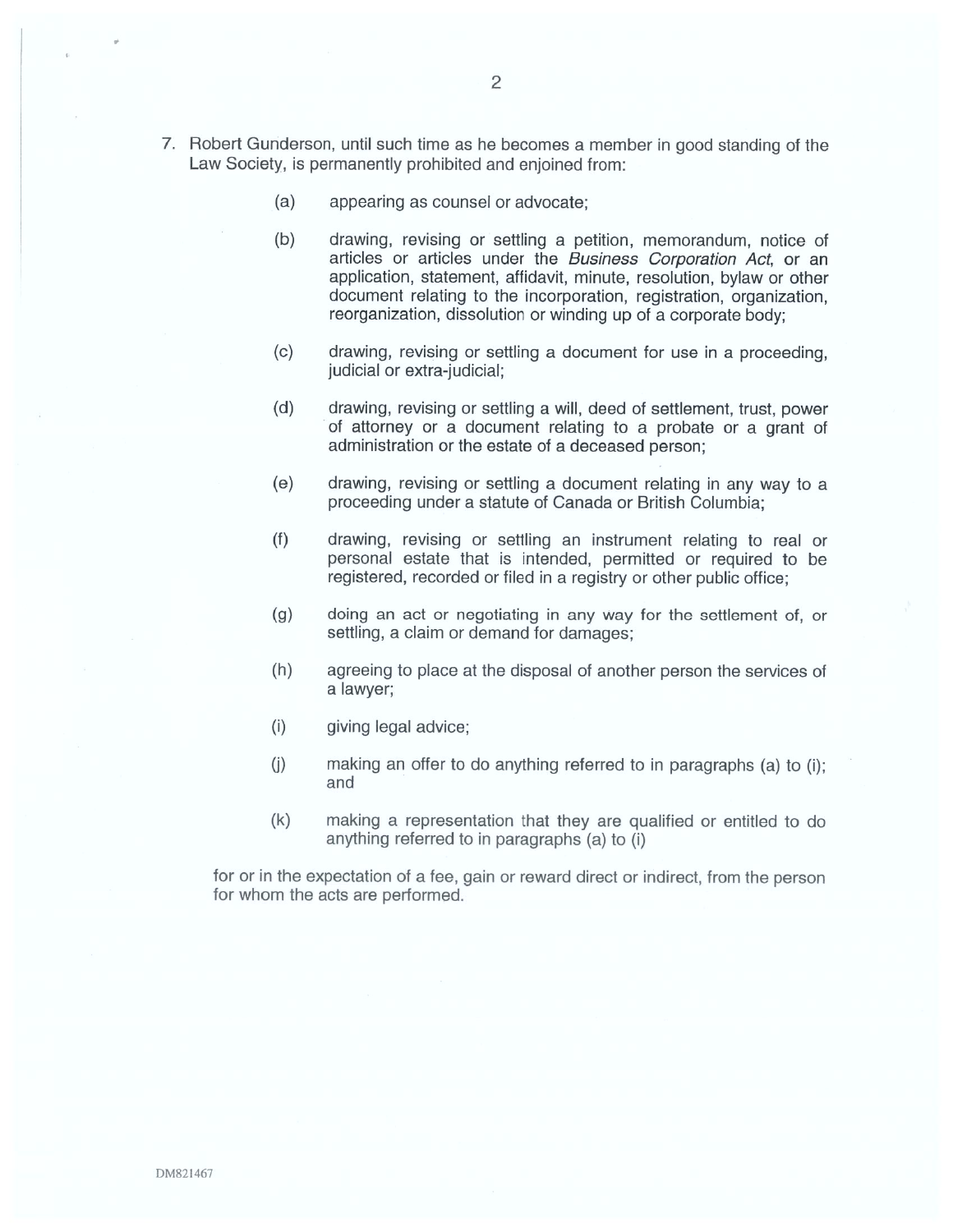7. Robert Gunderson, until such time as he becomes a member in good standing of the Law Society, is permanently prohibited and enjoined from:

   (a) appearing as counsel or advocate;

   (b) drawing, revising or settling a petition, memorandum, notice of articles or articles under the *Business Corporation Act*, or an application, statement, affidavit, minute, resolution, bylaw or other document relating to the incorporation, registration, organization, reorganization, dissolution or winding up of a corporate body;

   (c) drawing, revising or settling a document for use in a proceeding, judicial or extra-judicial;

   (d) drawing, revising or settling a will, deed of settlement, trust, power of attorney or a document relating to a probate or a grant of administration or the estate of a deceased person;

   (e) drawing, revising or settling a document relating in any way to a proceeding under a statute of Canada or British Columbia;

   (f) drawing, revising or settling an instrument relating to real or personal estate that is intended, permitted or required to be registered, recorded or filed in a registry or other public office;

   (g) doing an act or negotiating in any way for the settlement of, or settling, a claim or demand for damages;

   (h) agreeing to place at the disposal of another person the services of a lawyer;

   (i) giving legal advice;

   (j) making an offer to do anything referred to in paragraphs (a) to (i); and

   (k) making a representation that they are qualified or entitled to do anything referred to in paragraphs (a) to (i)

   for or in the expectation of a fee, gain or reward direct or indirect, from the person for whom the acts are performed.

DM821467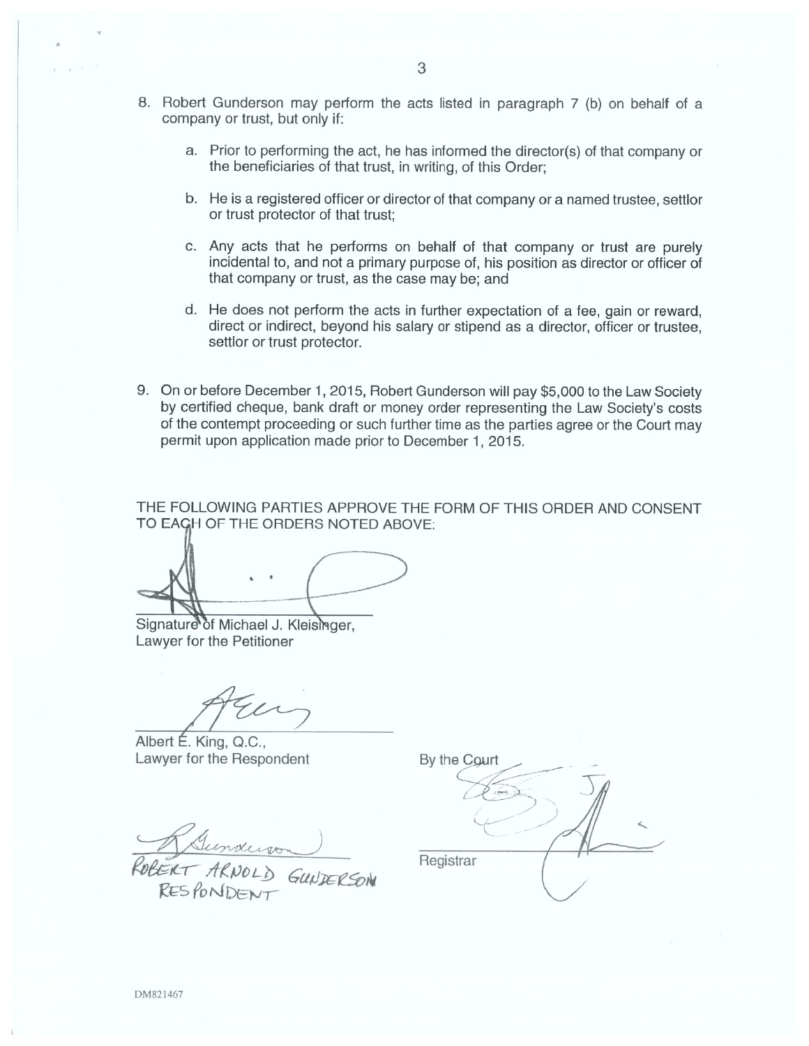8. Robert Gunderson may perform the acts listed in paragraph 7 (b) on behalf of a company or trust, but only if:

    a. Prior to performing the act, he has informed the director(s) of that company or the beneficiaries of that trust, in writing, of this Order;

    b. He is a registered officer or director of that company or a named trustee, settlor or trust protector of that trust;

    c. Any acts that he performs on behalf of that company or trust are purely incidental to, and not a primary purpose of, his position as director or officer of that company or trust, as the case may be; and

    d. He does not perform the acts in further expectation of a fee, gain or reward, direct or indirect, beyond his salary or stipend as a director, officer or trustee, settlor or trust protector.

9. On or before December 1, 2015, Robert Gunderson will pay $5,000 to the Law Society by certified cheque, bank draft or money order representing the Law Society's costs of the contempt proceeding or such further time as the parties agree or the Court may permit upon application made prior to December 1, 2015.

THE FOLLOWING PARTIES APPROVE THE FORM OF THIS ORDER AND CONSENT TO EACH OF THE ORDERS NOTED ABOVE:

Signature of Michael J. Kleisinger,
Lawyer for the Petitioner

Albert E. King, Q.C.,
Lawyer for the Respondent

ROBERT ARNOLD GUNDERSON
RESPONDENT

By the Court

Registrar

DM821467